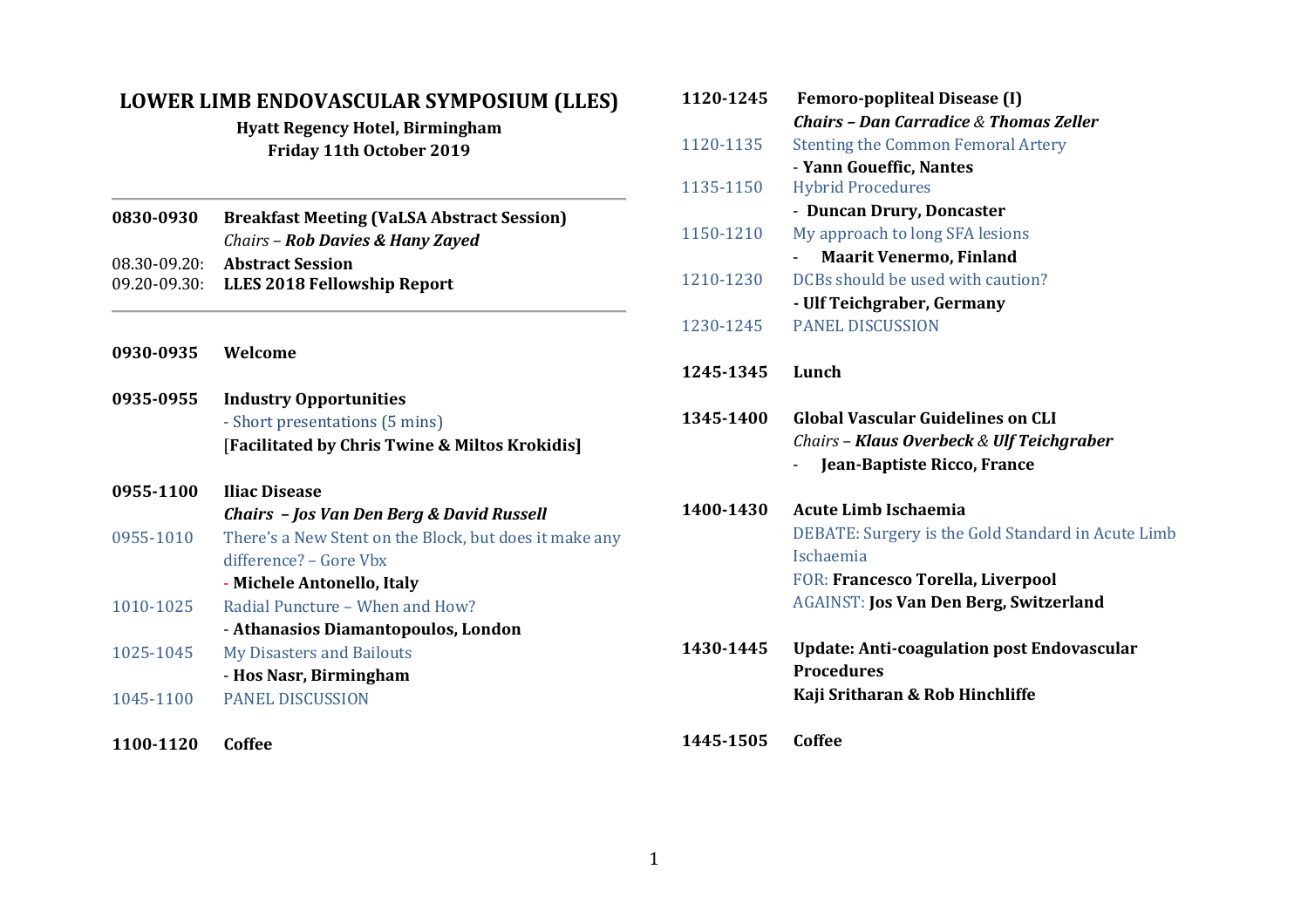# LOWER LIMB ENDOVASCULAR SYMPOSIUM (LLES)

**Hyatt Regency Hotel, Birmingham**
**Friday 11th October 2019**

---

**0830-0930** **Breakfast Meeting (VaLSA Abstract Session)**
*Chairs – **Rob Davies & Hany Zayed***

08.30-09.20: **Abstract Session**
09.20-09.30: **LLES 2018 Fellowship Report**

---

**0930-0935** **Welcome**

**0935-0955** **Industry Opportunities**
- Short presentations (5 mins)
[**Facilitated by Chris Twine & Miltos Krokidis**]

**0955-1100** **Iliac Disease**
***Chairs – Jos Van Den Berg & David Russell***

1.  0955-1010 There's a New Stent on the Block, but does it make any difference? – Gore Vbx
    - **Michele Antonello, Italy**
2.  1010-1025 Radial Puncture – When and How?
    - **Athanasios Diamantopoulos, London**
3.  1025-1045 My Disasters and Bailouts
    - **Hos Nasr, Birmingham**
4.  1045-1100 PANEL DISCUSSION

**1100-1120** **Coffee**

**1120-1245** **Femoro-popliteal Disease (I)**
***Chairs – Dan Carradice & Thomas Zeller***

1.  1120-1135 Stenting the Common Femoral Artery
    - **Yann Goueffic, Nantes**
2.  1135-1150 Hybrid Procedures
    - **Duncan Drury, Doncaster**
3.  1150-1210 My approach to long SFA lesions
    - **Maarit Venermo, Finland**
4.  1210-1230 DCBs should be used with caution?
    - **Ulf Teichgraber, Germany**
5.  1230-1245 PANEL DISCUSSION

**1245-1345** **Lunch**

**1345-1400** **Global Vascular Guidelines on CLI**
*Chairs – **Klaus Overbeck** & **Ulf Teichgraber***
- **Jean-Baptiste Ricco, France**

**1400-1430** **Acute Limb Ischaemia**
DEBATE: Surgery is the Gold Standard in Acute Limb Ischaemia
FOR: **Francesco Torella, Liverpool**
AGAINST: **Jos Van Den Berg, Switzerland**

**1430-1445** **Update: Anti-coagulation post Endovascular Procedures**
**Kaji Sritharan & Rob Hinchliffe**

**1445-1505** **Coffee**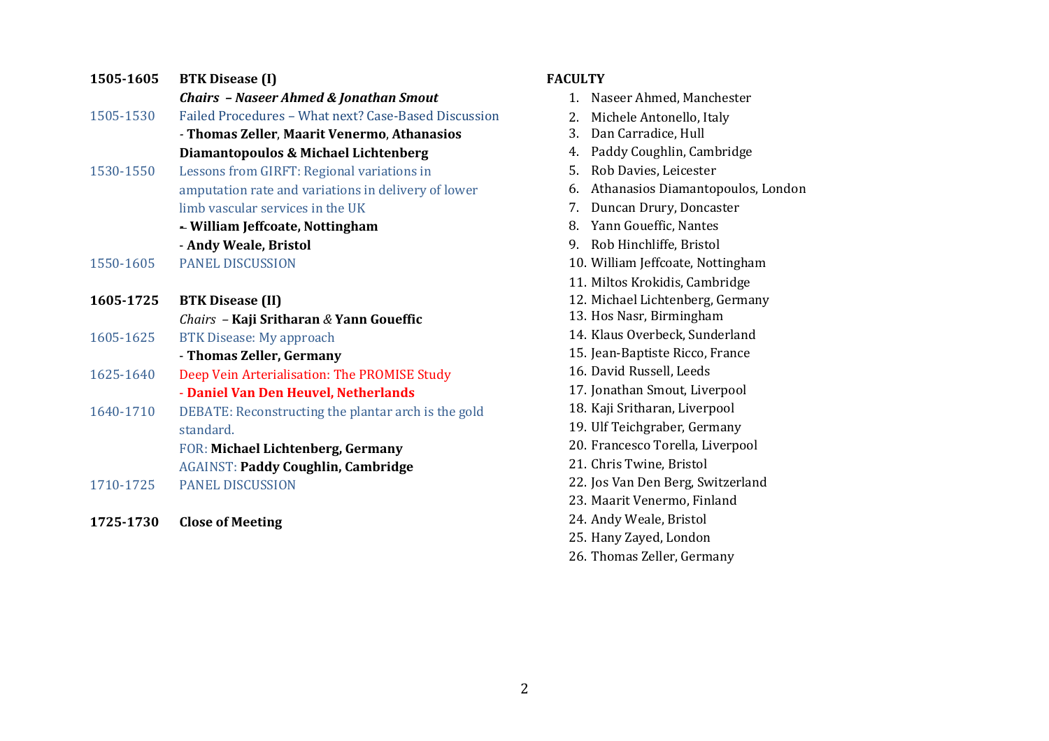**1505-1605** **BTK Disease (I)**

***Chairs – Naseer Ahmed & Jonathan Smout***

1505-1530 Failed Procedures – What next? Case-Based Discussion
- **Thomas Zeller**, **Maarit Venermo**, **Athanasios Diamantopoulos & Michael Lichtenberg**

1530-1550 Lessons from GIRFT: Regional variations in amputation rate and variations in delivery of lower limb vascular services in the UK
- **William Jeffcoate, Nottingham**
- **Andy Weale, Bristol**

1550-1605 PANEL DISCUSSION

**1605-1725** **BTK Disease (II)**

*Chairs* – **Kaji Sritharan** *&* **Yann Goueffic**

1605-1625 BTK Disease: My approach
- **Thomas Zeller, Germany**

1625-1640 Deep Vein Arterialisation: The PROMISE Study
- **Daniel Van Den Heuvel, Netherlands**

1640-1710 DEBATE: Reconstructing the plantar arch is the gold standard.
FOR: **Michael Lichtenberg, Germany**
AGAINST: **Paddy Coughlin, Cambridge**

1710-1725 PANEL DISCUSSION

**1725-1730** **Close of Meeting**

**FACULTY**

1. Naseer Ahmed, Manchester
2. Michele Antonello, Italy
3. Dan Carradice, Hull
4. Paddy Coughlin, Cambridge
5. Rob Davies, Leicester
6. Athanasios Diamantopoulos, London
7. Duncan Drury, Doncaster
8. Yann Goueffic, Nantes
9. Rob Hinchliffe, Bristol
10. William Jeffcoate, Nottingham
11. Miltos Krokidis, Cambridge
12. Michael Lichtenberg, Germany
13. Hos Nasr, Birmingham
14. Klaus Overbeck, Sunderland
15. Jean-Baptiste Ricco, France
16. David Russell, Leeds
17. Jonathan Smout, Liverpool
18. Kaji Sritharan, Liverpool
19. Ulf Teichgraber, Germany
20. Francesco Torella, Liverpool
21. Chris Twine, Bristol
22. Jos Van Den Berg, Switzerland
23. Maarit Venermo, Finland
24. Andy Weale, Bristol
25. Hany Zayed, London
26. Thomas Zeller, Germany